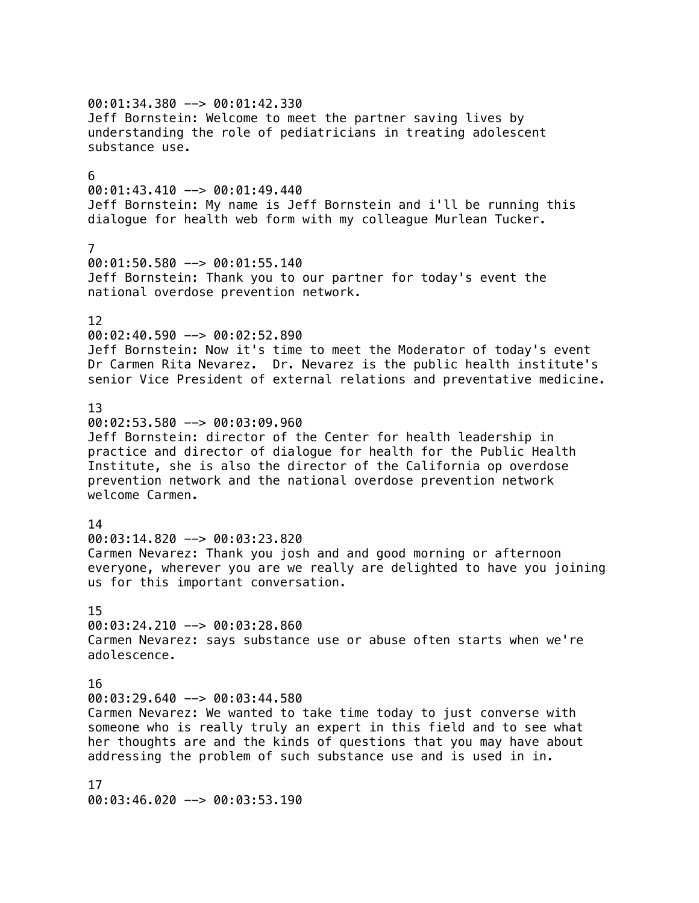00:01:34.380 --> 00:01:42.330
Jeff Bornstein: Welcome to meet the partner saving lives by understanding the role of pediatricians in treating adolescent substance use.

6
00:01:43.410 --> 00:01:49.440
Jeff Bornstein: My name is Jeff Bornstein and i'll be running this dialogue for health web form with my colleague Murlean Tucker.

7
00:01:50.580 --> 00:01:55.140
Jeff Bornstein: Thank you to our partner for today's event the national overdose prevention network.

12
00:02:40.590 --> 00:02:52.890
Jeff Bornstein: Now it's time to meet the Moderator of today's event Dr Carmen Rita Nevarez. Dr. Nevarez is the public health institute's senior Vice President of external relations and preventative medicine.

13
00:02:53.580 --> 00:03:09.960
Jeff Bornstein: director of the Center for health leadership in practice and director of dialogue for health for the Public Health Institute, she is also the director of the California op overdose prevention network and the national overdose prevention network welcome Carmen.

14
00:03:14.820 --> 00:03:23.820
Carmen Nevarez: Thank you josh and and good morning or afternoon everyone, wherever you are we really are delighted to have you joining us for this important conversation.

15
00:03:24.210 --> 00:03:28.860
Carmen Nevarez: says substance use or abuse often starts when we're adolescence.

16
00:03:29.640 --> 00:03:44.580
Carmen Nevarez: We wanted to take time today to just converse with someone who is really truly an expert in this field and to see what her thoughts are and the kinds of questions that you may have about addressing the problem of such substance use and is used in in.

17
00:03:46.020 --> 00:03:53.190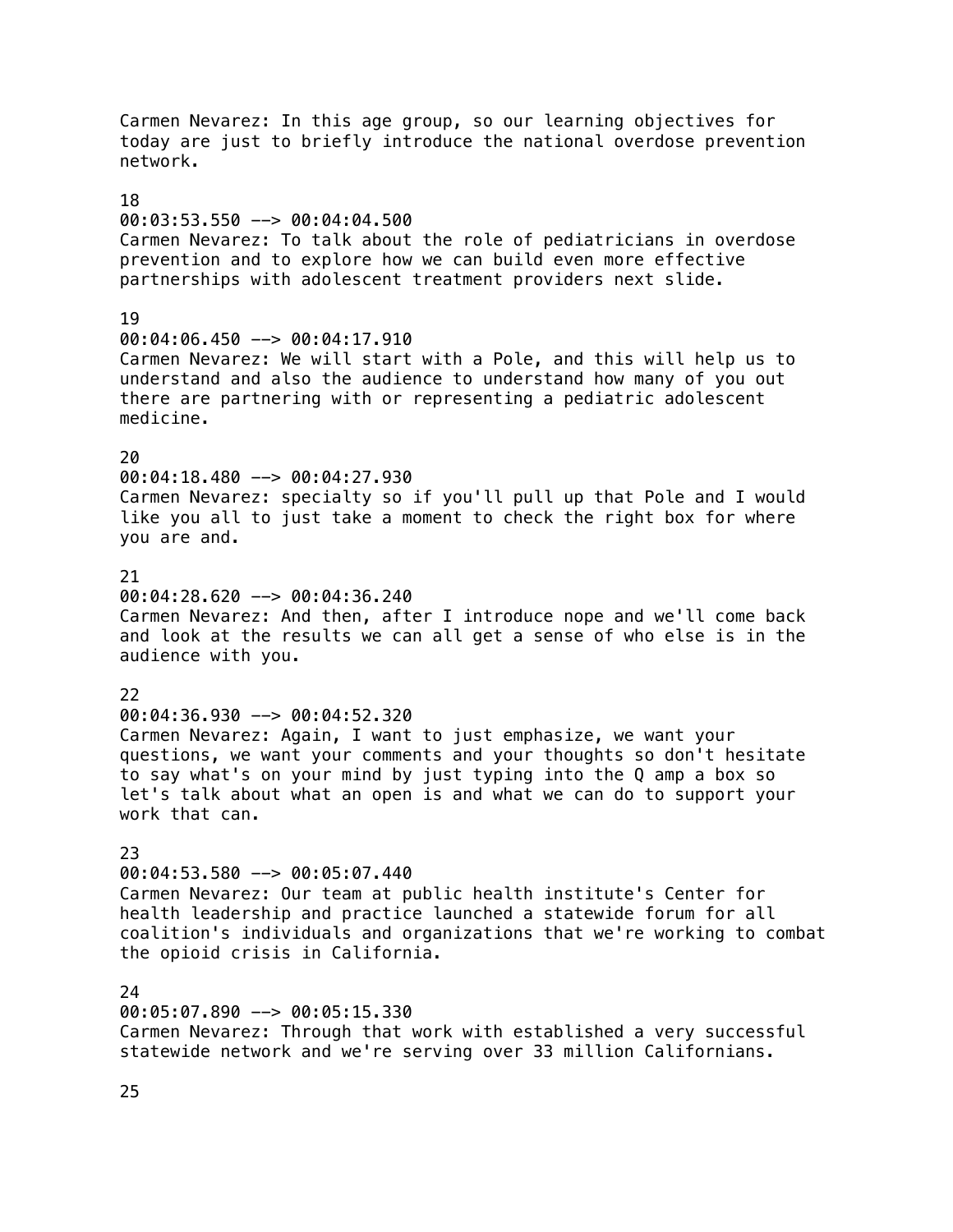Carmen Nevarez: In this age group, so our learning objectives for today are just to briefly introduce the national overdose prevention network.

18
00:03:53.550 --> 00:04:04.500
Carmen Nevarez: To talk about the role of pediatricians in overdose prevention and to explore how we can build even more effective partnerships with adolescent treatment providers next slide.

19
00:04:06.450 --> 00:04:17.910
Carmen Nevarez: We will start with a Pole, and this will help us to understand and also the audience to understand how many of you out there are partnering with or representing a pediatric adolescent medicine.

20
00:04:18.480 --> 00:04:27.930
Carmen Nevarez: specialty so if you'll pull up that Pole and I would like you all to just take a moment to check the right box for where you are and.

21
00:04:28.620 --> 00:04:36.240
Carmen Nevarez: And then, after I introduce nope and we'll come back and look at the results we can all get a sense of who else is in the audience with you.

22
00:04:36.930 --> 00:04:52.320
Carmen Nevarez: Again, I want to just emphasize, we want your questions, we want your comments and your thoughts so don't hesitate to say what's on your mind by just typing into the Q amp a box so let's talk about what an open is and what we can do to support your work that can.

23
00:04:53.580 --> 00:05:07.440
Carmen Nevarez: Our team at public health institute's Center for health leadership and practice launched a statewide forum for all coalition's individuals and organizations that we're working to combat the opioid crisis in California.

24
00:05:07.890 --> 00:05:15.330
Carmen Nevarez: Through that work with established a very successful statewide network and we're serving over 33 million Californians.

25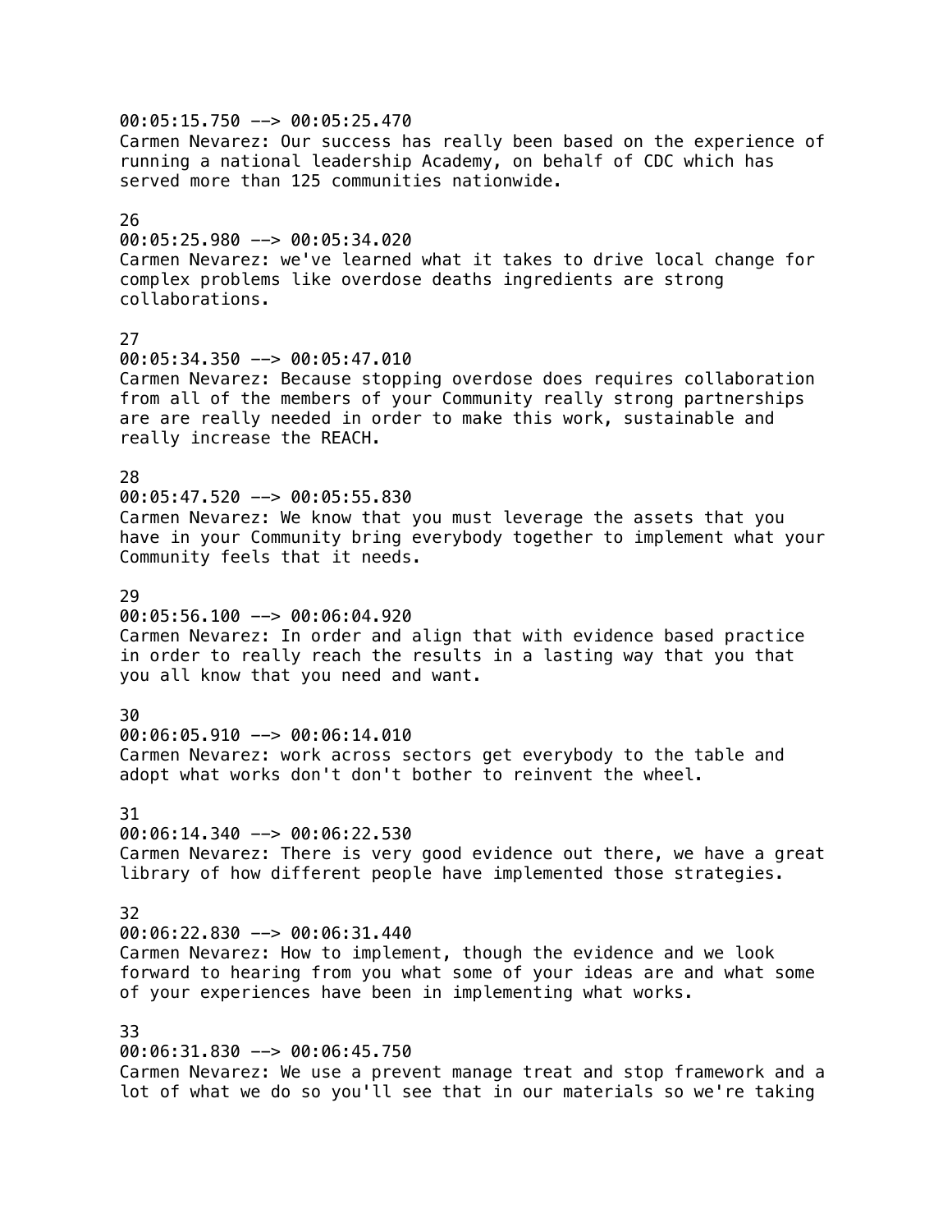00:05:15.750 --> 00:05:25.470
Carmen Nevarez: Our success has really been based on the experience of running a national leadership Academy, on behalf of CDC which has served more than 125 communities nationwide.

26
00:05:25.980 --> 00:05:34.020
Carmen Nevarez: we've learned what it takes to drive local change for complex problems like overdose deaths ingredients are strong collaborations.

27
00:05:34.350 --> 00:05:47.010
Carmen Nevarez: Because stopping overdose does requires collaboration from all of the members of your Community really strong partnerships are are really needed in order to make this work, sustainable and really increase the REACH.

28
00:05:47.520 --> 00:05:55.830
Carmen Nevarez: We know that you must leverage the assets that you have in your Community bring everybody together to implement what your Community feels that it needs.

29
00:05:56.100 --> 00:06:04.920
Carmen Nevarez: In order and align that with evidence based practice in order to really reach the results in a lasting way that you that you all know that you need and want.

30
00:06:05.910 --> 00:06:14.010
Carmen Nevarez: work across sectors get everybody to the table and adopt what works don't don't bother to reinvent the wheel.

31
00:06:14.340 --> 00:06:22.530
Carmen Nevarez: There is very good evidence out there, we have a great library of how different people have implemented those strategies.

32
00:06:22.830 --> 00:06:31.440
Carmen Nevarez: How to implement, though the evidence and we look forward to hearing from you what some of your ideas are and what some of your experiences have been in implementing what works.

33
00:06:31.830 --> 00:06:45.750
Carmen Nevarez: We use a prevent manage treat and stop framework and a lot of what we do so you'll see that in our materials so we're taking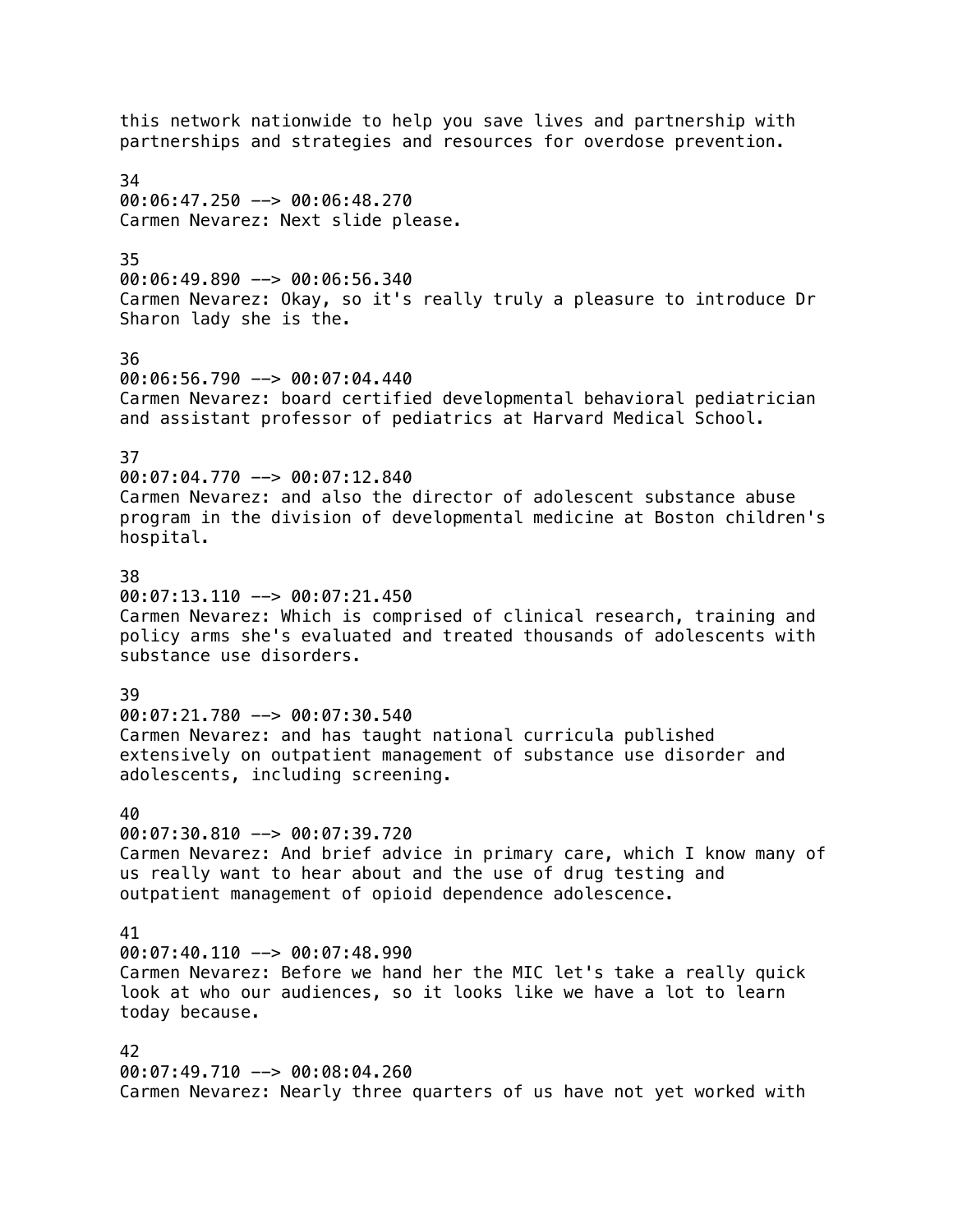this network nationwide to help you save lives and partnership with partnerships and strategies and resources for overdose prevention.

34
00:06:47.250 --> 00:06:48.270
Carmen Nevarez: Next slide please.

35
00:06:49.890 --> 00:06:56.340
Carmen Nevarez: Okay, so it's really truly a pleasure to introduce Dr Sharon lady she is the.

36
00:06:56.790 --> 00:07:04.440
Carmen Nevarez: board certified developmental behavioral pediatrician and assistant professor of pediatrics at Harvard Medical School.

37
00:07:04.770 --> 00:07:12.840
Carmen Nevarez: and also the director of adolescent substance abuse program in the division of developmental medicine at Boston children's hospital.

38
00:07:13.110 --> 00:07:21.450
Carmen Nevarez: Which is comprised of clinical research, training and policy arms she's evaluated and treated thousands of adolescents with substance use disorders.

39
00:07:21.780 --> 00:07:30.540
Carmen Nevarez: and has taught national curricula published extensively on outpatient management of substance use disorder and adolescents, including screening.

40
00:07:30.810 --> 00:07:39.720
Carmen Nevarez: And brief advice in primary care, which I know many of us really want to hear about and the use of drug testing and outpatient management of opioid dependence adolescence.

41
00:07:40.110 --> 00:07:48.990
Carmen Nevarez: Before we hand her the MIC let's take a really quick look at who our audiences, so it looks like we have a lot to learn today because.

42
00:07:49.710 --> 00:08:04.260
Carmen Nevarez: Nearly three quarters of us have not yet worked with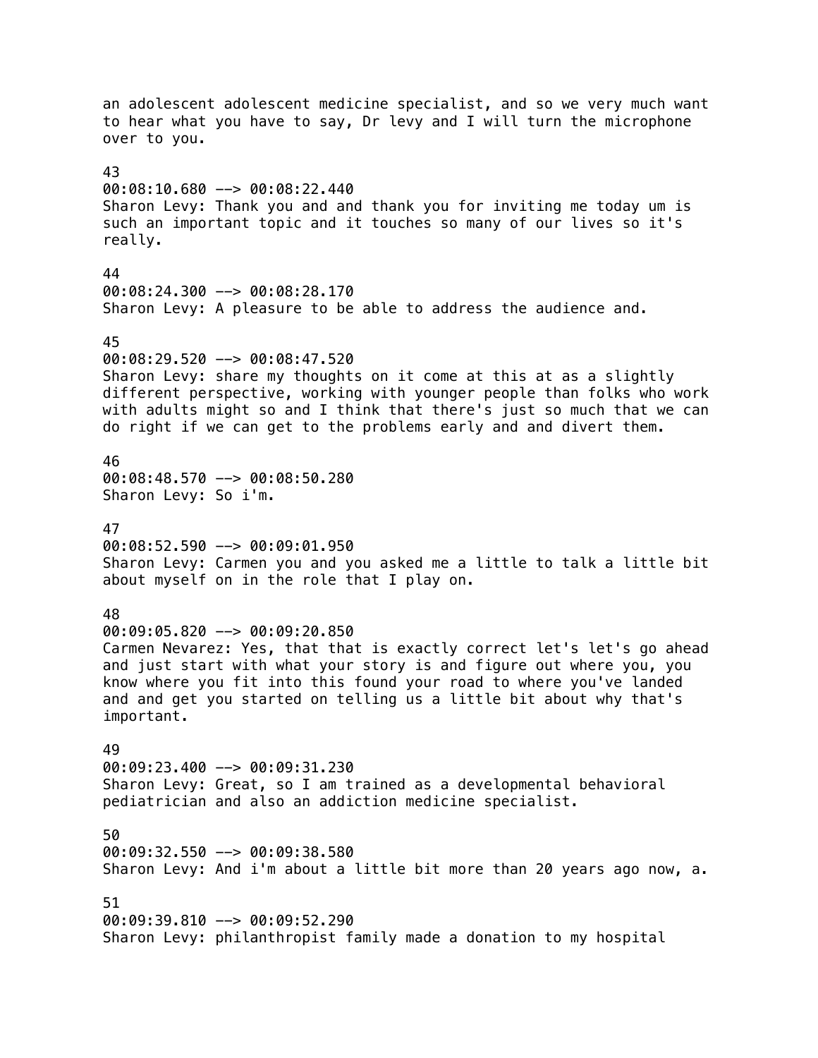an adolescent adolescent medicine specialist, and so we very much want to hear what you have to say, Dr levy and I will turn the microphone over to you.

43
00:08:10.680 --> 00:08:22.440
Sharon Levy: Thank you and and thank you for inviting me today um is such an important topic and it touches so many of our lives so it's really.

44
00:08:24.300 --> 00:08:28.170
Sharon Levy: A pleasure to be able to address the audience and.

45
00:08:29.520 --> 00:08:47.520
Sharon Levy: share my thoughts on it come at this at as a slightly different perspective, working with younger people than folks who work with adults might so and I think that there's just so much that we can do right if we can get to the problems early and and divert them.

46
00:08:48.570 --> 00:08:50.280
Sharon Levy: So i'm.

47
00:08:52.590 --> 00:09:01.950
Sharon Levy: Carmen you and you asked me a little to talk a little bit about myself on in the role that I play on.

48
00:09:05.820 --> 00:09:20.850
Carmen Nevarez: Yes, that that is exactly correct let's let's go ahead and just start with what your story is and figure out where you, you know where you fit into this found your road to where you've landed and and get you started on telling us a little bit about why that's important.

49
00:09:23.400 --> 00:09:31.230
Sharon Levy: Great, so I am trained as a developmental behavioral pediatrician and also an addiction medicine specialist.

50
00:09:32.550 --> 00:09:38.580
Sharon Levy: And i'm about a little bit more than 20 years ago now, a.

51
00:09:39.810 --> 00:09:52.290
Sharon Levy: philanthropist family made a donation to my hospital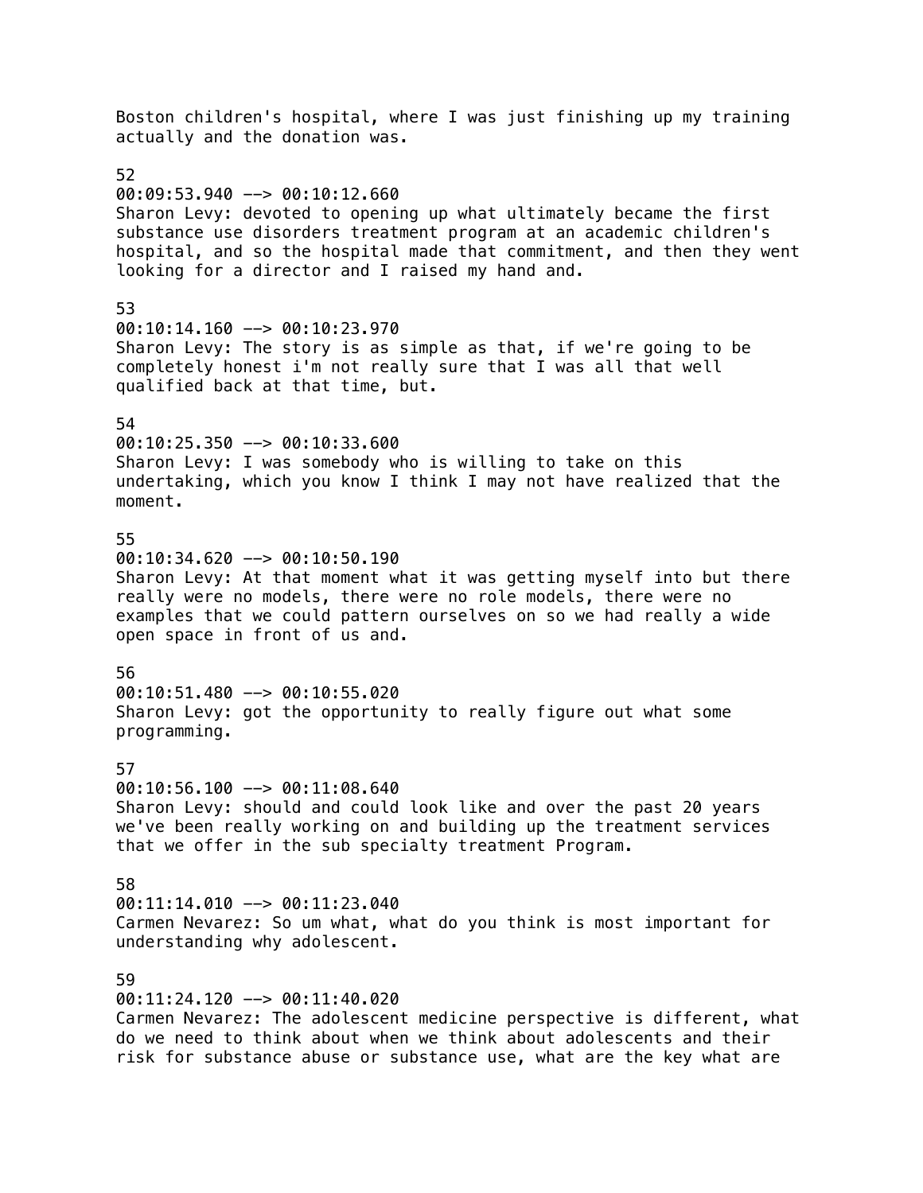Boston children's hospital, where I was just finishing up my training actually and the donation was.

52
00:09:53.940 --> 00:10:12.660
Sharon Levy: devoted to opening up what ultimately became the first substance use disorders treatment program at an academic children's hospital, and so the hospital made that commitment, and then they went looking for a director and I raised my hand and.

53
00:10:14.160 --> 00:10:23.970
Sharon Levy: The story is as simple as that, if we're going to be completely honest i'm not really sure that I was all that well qualified back at that time, but.

54
00:10:25.350 --> 00:10:33.600
Sharon Levy: I was somebody who is willing to take on this undertaking, which you know I think I may not have realized that the moment.

55
00:10:34.620 --> 00:10:50.190
Sharon Levy: At that moment what it was getting myself into but there really were no models, there were no role models, there were no examples that we could pattern ourselves on so we had really a wide open space in front of us and.

56
00:10:51.480 --> 00:10:55.020
Sharon Levy: got the opportunity to really figure out what some programming.

57
00:10:56.100 --> 00:11:08.640
Sharon Levy: should and could look like and over the past 20 years we've been really working on and building up the treatment services that we offer in the sub specialty treatment Program.

58
00:11:14.010 --> 00:11:23.040
Carmen Nevarez: So um what, what do you think is most important for understanding why adolescent.

59
00:11:24.120 --> 00:11:40.020
Carmen Nevarez: The adolescent medicine perspective is different, what do we need to think about when we think about adolescents and their risk for substance abuse or substance use, what are the key what are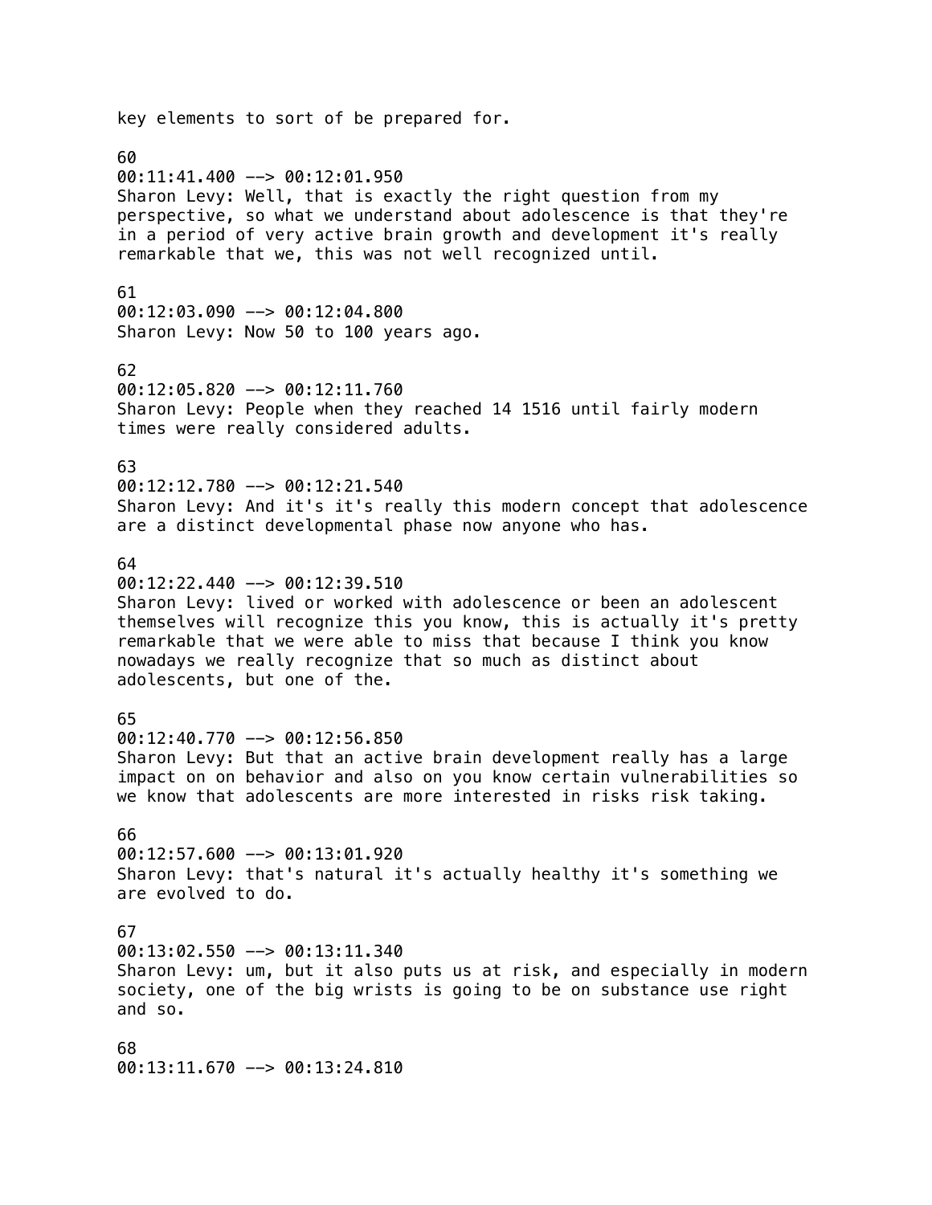key elements to sort of be prepared for.

60
00:11:41.400 --> 00:12:01.950
Sharon Levy: Well, that is exactly the right question from my perspective, so what we understand about adolescence is that they're in a period of very active brain growth and development it's really remarkable that we, this was not well recognized until.

61
00:12:03.090 --> 00:12:04.800
Sharon Levy: Now 50 to 100 years ago.

62
00:12:05.820 --> 00:12:11.760
Sharon Levy: People when they reached 14 1516 until fairly modern times were really considered adults.

63
00:12:12.780 --> 00:12:21.540
Sharon Levy: And it's it's really this modern concept that adolescence are a distinct developmental phase now anyone who has.

64
00:12:22.440 --> 00:12:39.510
Sharon Levy: lived or worked with adolescence or been an adolescent themselves will recognize this you know, this is actually it's pretty remarkable that we were able to miss that because I think you know nowadays we really recognize that so much as distinct about adolescents, but one of the.

65
00:12:40.770 --> 00:12:56.850
Sharon Levy: But that an active brain development really has a large impact on on behavior and also on you know certain vulnerabilities so we know that adolescents are more interested in risks risk taking.

66
00:12:57.600 --> 00:13:01.920
Sharon Levy: that's natural it's actually healthy it's something we are evolved to do.

67
00:13:02.550 --> 00:13:11.340
Sharon Levy: um, but it also puts us at risk, and especially in modern society, one of the big wrists is going to be on substance use right and so.

68
00:13:11.670 --> 00:13:24.810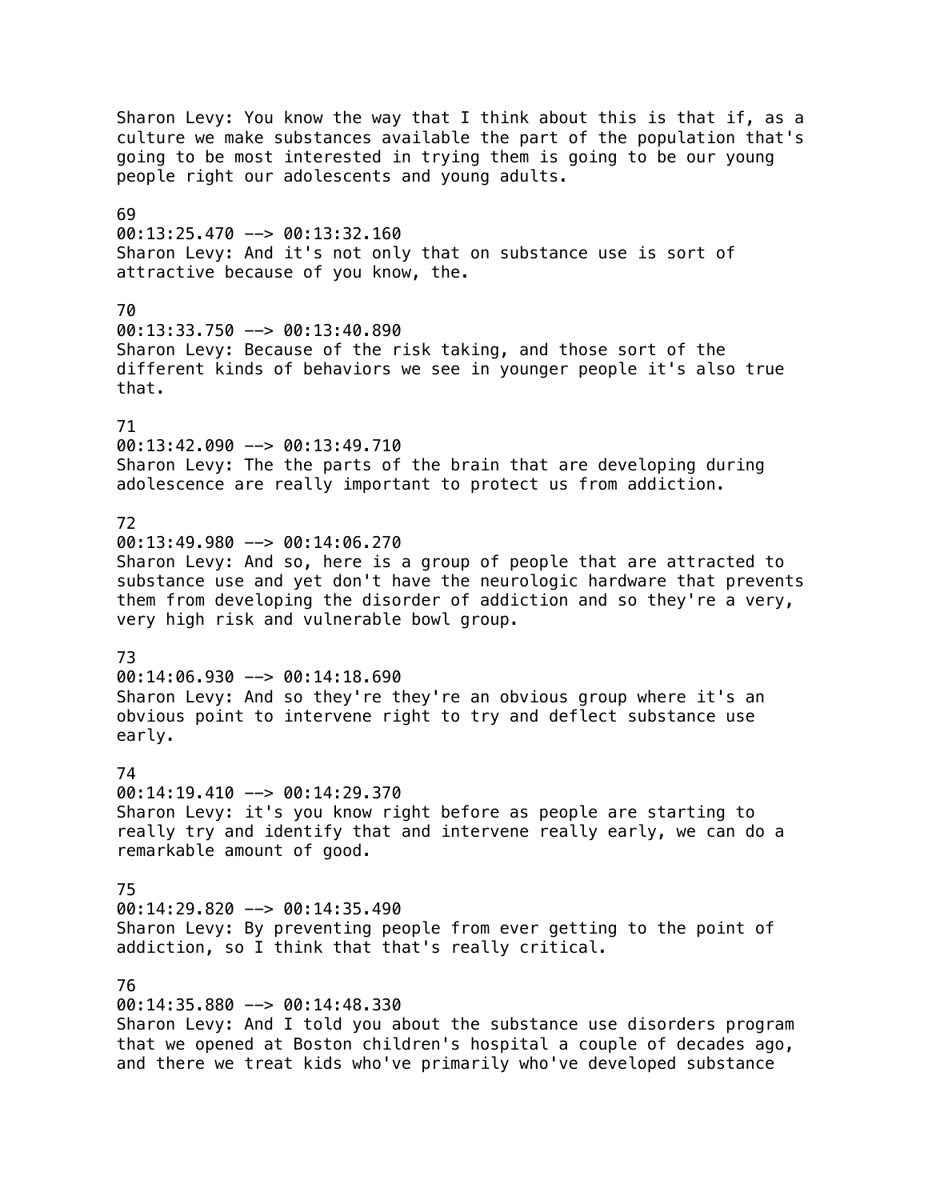Sharon Levy: You know the way that I think about this is that if, as a culture we make substances available the part of the population that's going to be most interested in trying them is going to be our young people right our adolescents and young adults.

69
00:13:25.470 --> 00:13:32.160
Sharon Levy: And it's not only that on substance use is sort of attractive because of you know, the.

70
00:13:33.750 --> 00:13:40.890
Sharon Levy: Because of the risk taking, and those sort of the different kinds of behaviors we see in younger people it's also true that.

71
00:13:42.090 --> 00:13:49.710
Sharon Levy: The the parts of the brain that are developing during adolescence are really important to protect us from addiction.

72
00:13:49.980 --> 00:14:06.270
Sharon Levy: And so, here is a group of people that are attracted to substance use and yet don't have the neurologic hardware that prevents them from developing the disorder of addiction and so they're a very, very high risk and vulnerable bowl group.

73
00:14:06.930 --> 00:14:18.690
Sharon Levy: And so they're they're an obvious group where it's an obvious point to intervene right to try and deflect substance use early.

74
00:14:19.410 --> 00:14:29.370
Sharon Levy: it's you know right before as people are starting to really try and identify that and intervene really early, we can do a remarkable amount of good.

75
00:14:29.820 --> 00:14:35.490
Sharon Levy: By preventing people from ever getting to the point of addiction, so I think that that's really critical.

76
00:14:35.880 --> 00:14:48.330
Sharon Levy: And I told you about the substance use disorders program that we opened at Boston children's hospital a couple of decades ago, and there we treat kids who've primarily who've developed substance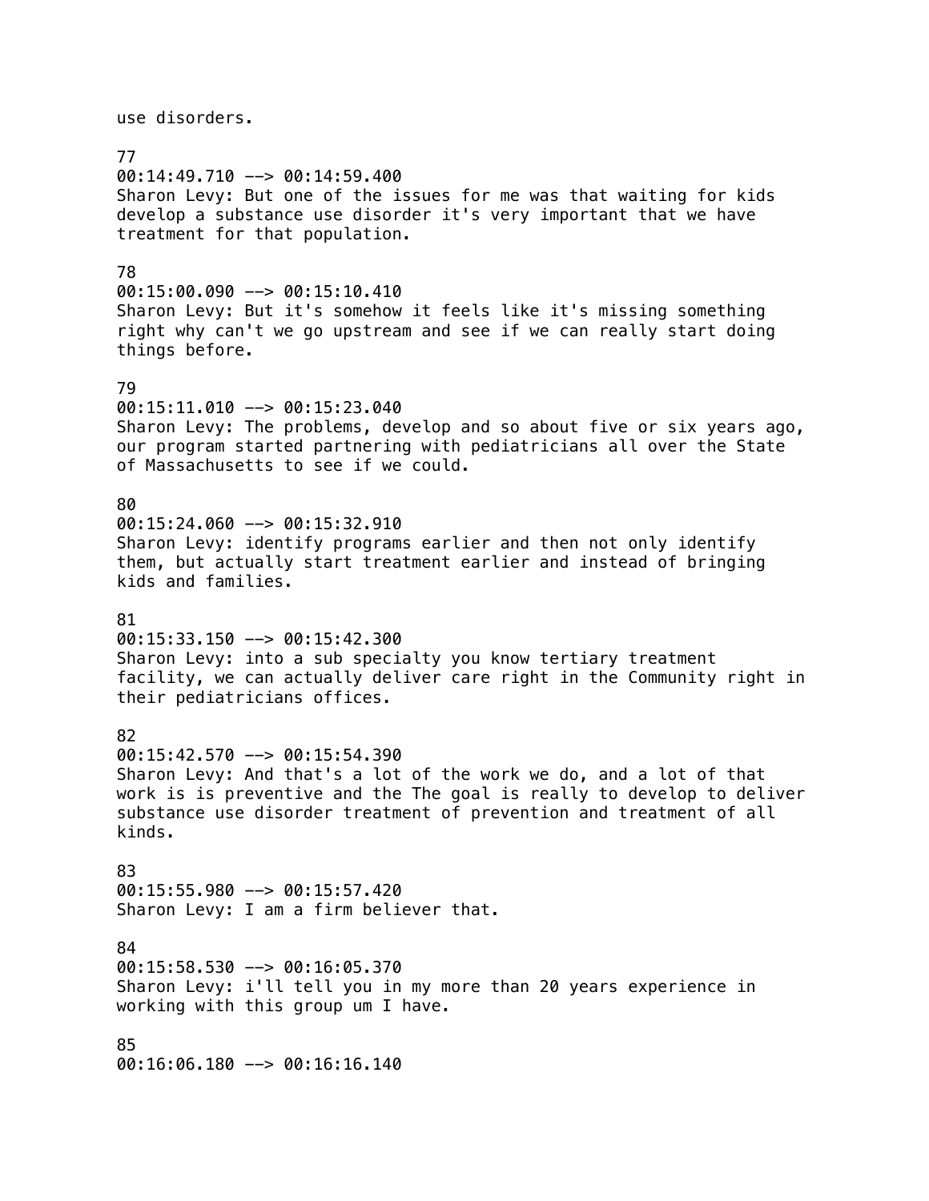use disorders.

77
00:14:49.710 --> 00:14:59.400
Sharon Levy: But one of the issues for me was that waiting for kids develop a substance use disorder it's very important that we have treatment for that population.

78
00:15:00.090 --> 00:15:10.410
Sharon Levy: But it's somehow it feels like it's missing something right why can't we go upstream and see if we can really start doing things before.

79
00:15:11.010 --> 00:15:23.040
Sharon Levy: The problems, develop and so about five or six years ago, our program started partnering with pediatricians all over the State of Massachusetts to see if we could.

80
00:15:24.060 --> 00:15:32.910
Sharon Levy: identify programs earlier and then not only identify them, but actually start treatment earlier and instead of bringing kids and families.

81
00:15:33.150 --> 00:15:42.300
Sharon Levy: into a sub specialty you know tertiary treatment facility, we can actually deliver care right in the Community right in their pediatricians offices.

82
00:15:42.570 --> 00:15:54.390
Sharon Levy: And that's a lot of the work we do, and a lot of that work is is preventive and the The goal is really to develop to deliver substance use disorder treatment of prevention and treatment of all kinds.

83
00:15:55.980 --> 00:15:57.420
Sharon Levy: I am a firm believer that.

84
00:15:58.530 --> 00:16:05.370
Sharon Levy: i'll tell you in my more than 20 years experience in working with this group um I have.

85
00:16:06.180 --> 00:16:16.140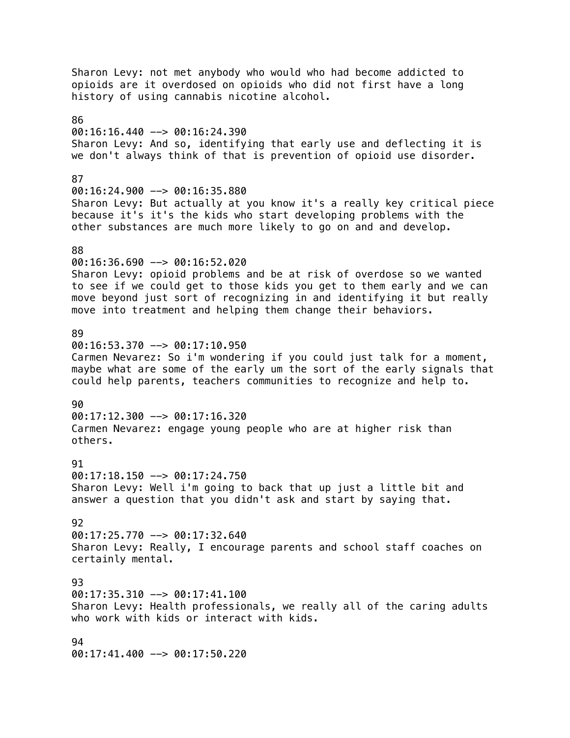Sharon Levy: not met anybody who would who had become addicted to opioids are it overdosed on opioids who did not first have a long history of using cannabis nicotine alcohol.

86
00:16:16.440 --> 00:16:24.390
Sharon Levy: And so, identifying that early use and deflecting it is we don't always think of that is prevention of opioid use disorder.

87
00:16:24.900 --> 00:16:35.880
Sharon Levy: But actually at you know it's a really key critical piece because it's it's the kids who start developing problems with the other substances are much more likely to go on and and develop.

88
00:16:36.690 --> 00:16:52.020
Sharon Levy: opioid problems and be at risk of overdose so we wanted to see if we could get to those kids you get to them early and we can move beyond just sort of recognizing in and identifying it but really move into treatment and helping them change their behaviors.

89
00:16:53.370 --> 00:17:10.950
Carmen Nevarez: So i'm wondering if you could just talk for a moment, maybe what are some of the early um the sort of the early signals that could help parents, teachers communities to recognize and help to.

90
00:17:12.300 --> 00:17:16.320
Carmen Nevarez: engage young people who are at higher risk than others.

91
00:17:18.150 --> 00:17:24.750
Sharon Levy: Well i'm going to back that up just a little bit and answer a question that you didn't ask and start by saying that.

92
00:17:25.770 --> 00:17:32.640
Sharon Levy: Really, I encourage parents and school staff coaches on certainly mental.

93
00:17:35.310 --> 00:17:41.100
Sharon Levy: Health professionals, we really all of the caring adults who work with kids or interact with kids.

94
00:17:41.400 --> 00:17:50.220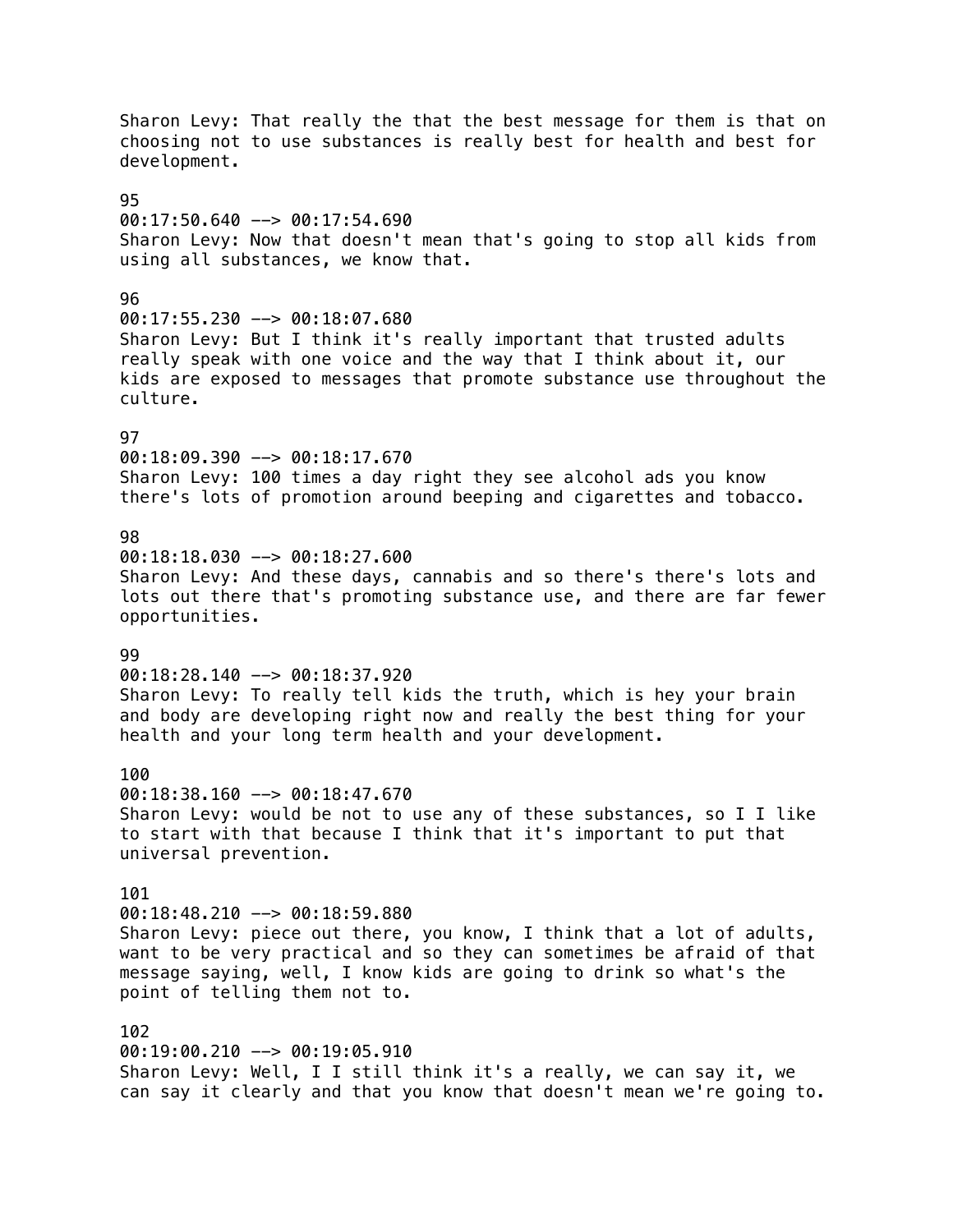Sharon Levy: That really the that the best message for them is that on choosing not to use substances is really best for health and best for development.

95
00:17:50.640 --> 00:17:54.690
Sharon Levy: Now that doesn't mean that's going to stop all kids from using all substances, we know that.

96
00:17:55.230 --> 00:18:07.680
Sharon Levy: But I think it's really important that trusted adults really speak with one voice and the way that I think about it, our kids are exposed to messages that promote substance use throughout the culture.

97
00:18:09.390 --> 00:18:17.670
Sharon Levy: 100 times a day right they see alcohol ads you know there's lots of promotion around beeping and cigarettes and tobacco.

98
00:18:18.030 --> 00:18:27.600
Sharon Levy: And these days, cannabis and so there's there's lots and lots out there that's promoting substance use, and there are far fewer opportunities.

99
00:18:28.140 --> 00:18:37.920
Sharon Levy: To really tell kids the truth, which is hey your brain and body are developing right now and really the best thing for your health and your long term health and your development.

100
00:18:38.160 --> 00:18:47.670
Sharon Levy: would be not to use any of these substances, so I I like to start with that because I think that it's important to put that universal prevention.

101
00:18:48.210 --> 00:18:59.880
Sharon Levy: piece out there, you know, I think that a lot of adults, want to be very practical and so they can sometimes be afraid of that message saying, well, I know kids are going to drink so what's the point of telling them not to.

102
00:19:00.210 --> 00:19:05.910
Sharon Levy: Well, I I still think it's a really, we can say it, we can say it clearly and that you know that doesn't mean we're going to.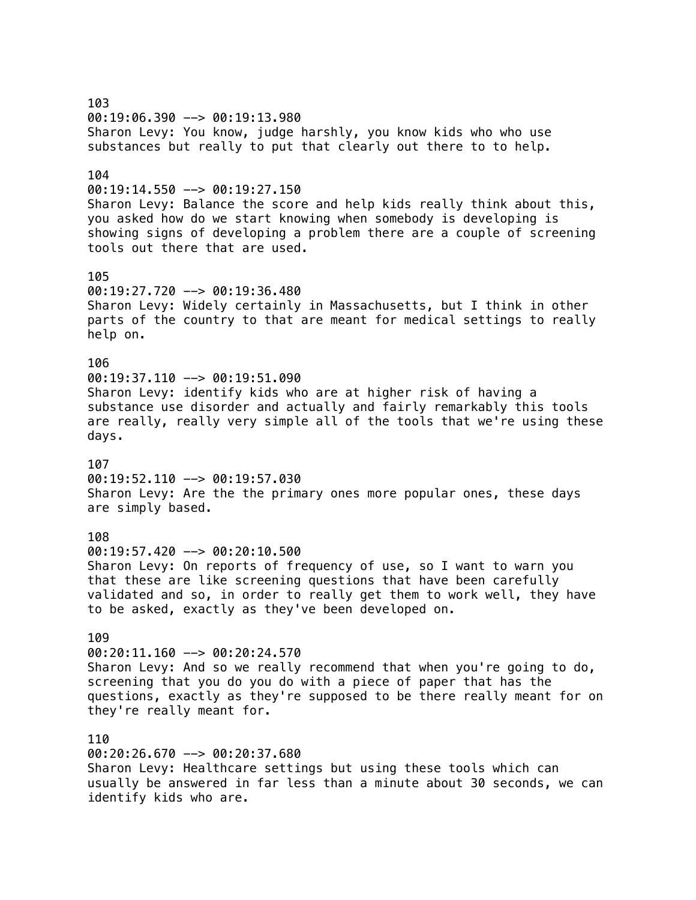103
00:19:06.390 --> 00:19:13.980
Sharon Levy: You know, judge harshly, you know kids who who use substances but really to put that clearly out there to to help.

104
00:19:14.550 --> 00:19:27.150
Sharon Levy: Balance the score and help kids really think about this, you asked how do we start knowing when somebody is developing is showing signs of developing a problem there are a couple of screening tools out there that are used.

105
00:19:27.720 --> 00:19:36.480
Sharon Levy: Widely certainly in Massachusetts, but I think in other parts of the country to that are meant for medical settings to really help on.

106
00:19:37.110 --> 00:19:51.090
Sharon Levy: identify kids who are at higher risk of having a substance use disorder and actually and fairly remarkably this tools are really, really very simple all of the tools that we're using these days.

107
00:19:52.110 --> 00:19:57.030
Sharon Levy: Are the the primary ones more popular ones, these days are simply based.

108
00:19:57.420 --> 00:20:10.500
Sharon Levy: On reports of frequency of use, so I want to warn you that these are like screening questions that have been carefully validated and so, in order to really get them to work well, they have to be asked, exactly as they've been developed on.

109
00:20:11.160 --> 00:20:24.570
Sharon Levy: And so we really recommend that when you're going to do, screening that you do you do with a piece of paper that has the questions, exactly as they're supposed to be there really meant for on they're really meant for.

110
00:20:26.670 --> 00:20:37.680
Sharon Levy: Healthcare settings but using these tools which can usually be answered in far less than a minute about 30 seconds, we can identify kids who are.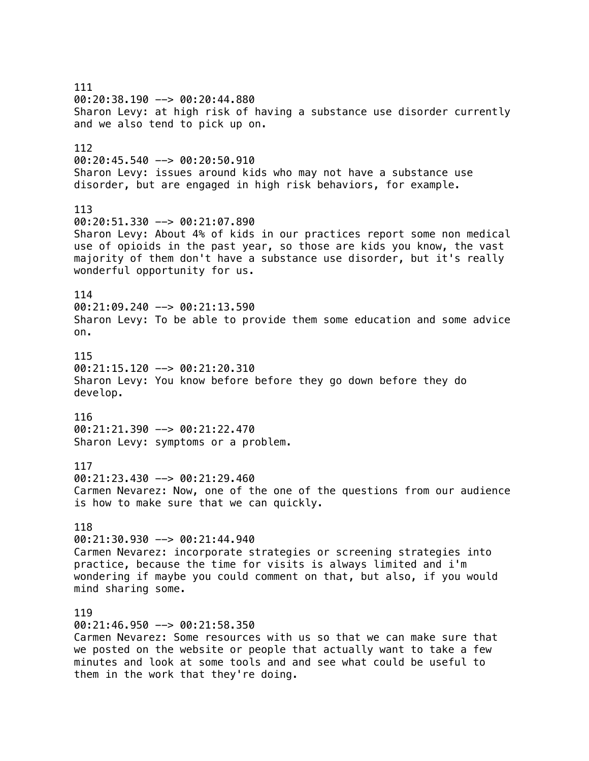111
00:20:38.190 --> 00:20:44.880
Sharon Levy: at high risk of having a substance use disorder currently and we also tend to pick up on.

112
00:20:45.540 --> 00:20:50.910
Sharon Levy: issues around kids who may not have a substance use disorder, but are engaged in high risk behaviors, for example.

113
00:20:51.330 --> 00:21:07.890
Sharon Levy: About 4% of kids in our practices report some non medical use of opioids in the past year, so those are kids you know, the vast majority of them don't have a substance use disorder, but it's really wonderful opportunity for us.

114
00:21:09.240 --> 00:21:13.590
Sharon Levy: To be able to provide them some education and some advice on.

115
00:21:15.120 --> 00:21:20.310
Sharon Levy: You know before before they go down before they do develop.

116
00:21:21.390 --> 00:21:22.470
Sharon Levy: symptoms or a problem.

117
00:21:23.430 --> 00:21:29.460
Carmen Nevarez: Now, one of the one of the questions from our audience is how to make sure that we can quickly.

118
00:21:30.930 --> 00:21:44.940
Carmen Nevarez: incorporate strategies or screening strategies into practice, because the time for visits is always limited and i'm wondering if maybe you could comment on that, but also, if you would mind sharing some.

119
00:21:46.950 --> 00:21:58.350
Carmen Nevarez: Some resources with us so that we can make sure that we posted on the website or people that actually want to take a few minutes and look at some tools and and see what could be useful to them in the work that they're doing.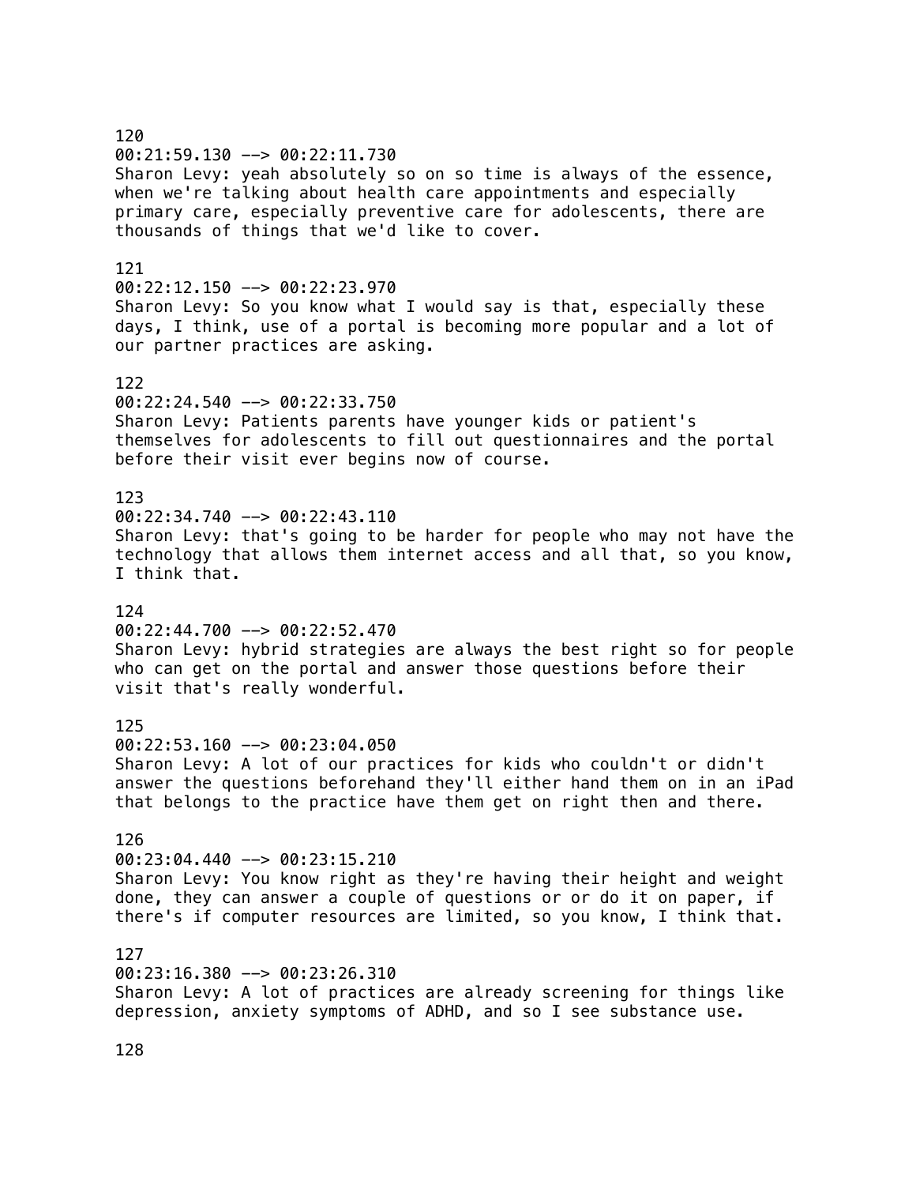120
00:21:59.130 --> 00:22:11.730
Sharon Levy: yeah absolutely so on so time is always of the essence, when we're talking about health care appointments and especially primary care, especially preventive care for adolescents, there are thousands of things that we'd like to cover.

121
00:22:12.150 --> 00:22:23.970
Sharon Levy: So you know what I would say is that, especially these days, I think, use of a portal is becoming more popular and a lot of our partner practices are asking.

122
00:22:24.540 --> 00:22:33.750
Sharon Levy: Patients parents have younger kids or patient's themselves for adolescents to fill out questionnaires and the portal before their visit ever begins now of course.

123
00:22:34.740 --> 00:22:43.110
Sharon Levy: that's going to be harder for people who may not have the technology that allows them internet access and all that, so you know, I think that.

124
00:22:44.700 --> 00:22:52.470
Sharon Levy: hybrid strategies are always the best right so for people who can get on the portal and answer those questions before their visit that's really wonderful.

125
00:22:53.160 --> 00:23:04.050
Sharon Levy: A lot of our practices for kids who couldn't or didn't answer the questions beforehand they'll either hand them on in an iPad that belongs to the practice have them get on right then and there.

126
00:23:04.440 --> 00:23:15.210
Sharon Levy: You know right as they're having their height and weight done, they can answer a couple of questions or or do it on paper, if there's if computer resources are limited, so you know, I think that.

127
00:23:16.380 --> 00:23:26.310
Sharon Levy: A lot of practices are already screening for things like depression, anxiety symptoms of ADHD, and so I see substance use.

128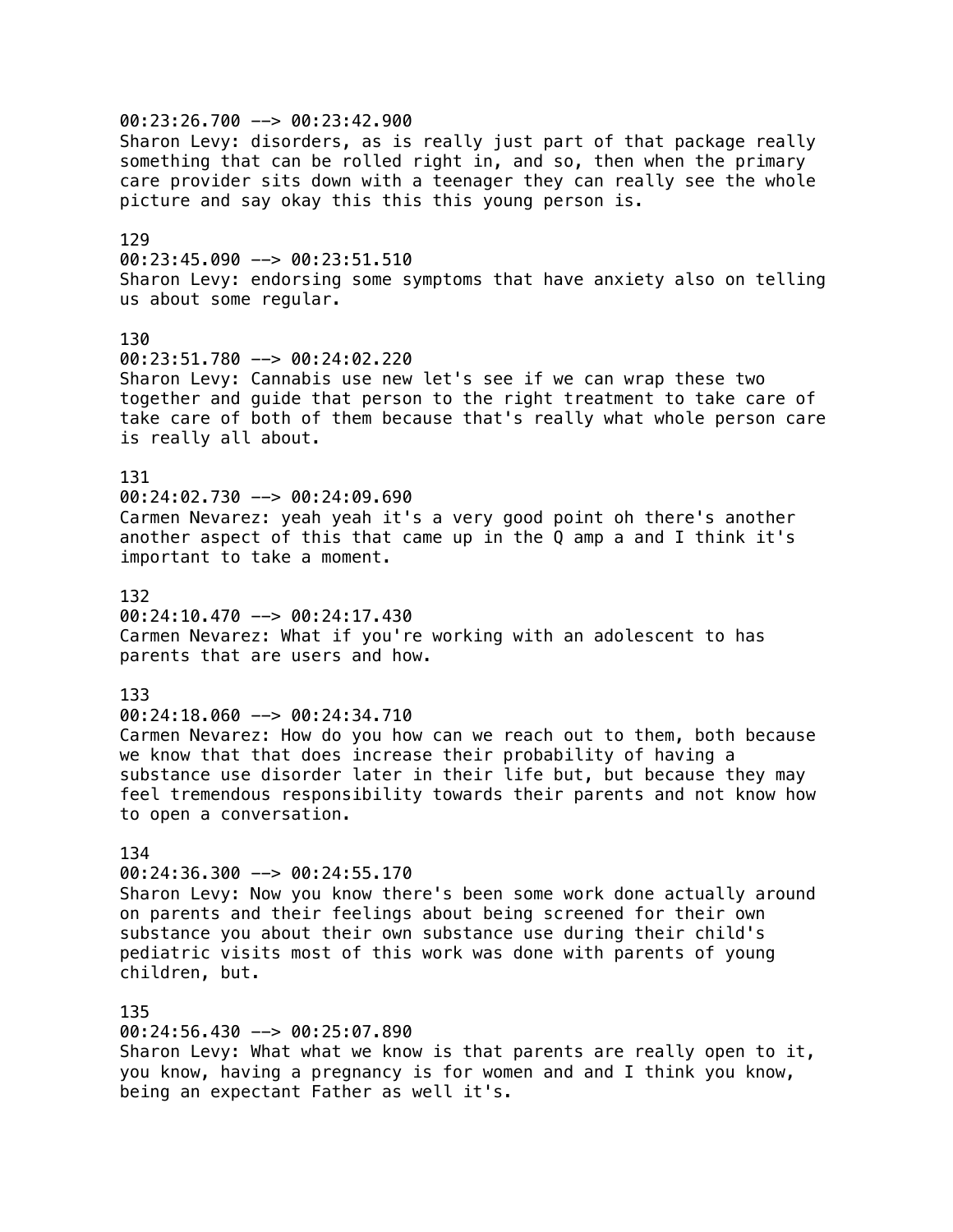00:23:26.700 --> 00:23:42.900
Sharon Levy: disorders, as is really just part of that package really something that can be rolled right in, and so, then when the primary care provider sits down with a teenager they can really see the whole picture and say okay this this this young person is.

129
00:23:45.090 --> 00:23:51.510
Sharon Levy: endorsing some symptoms that have anxiety also on telling us about some regular.

130
00:23:51.780 --> 00:24:02.220
Sharon Levy: Cannabis use new let's see if we can wrap these two together and guide that person to the right treatment to take care of take care of both of them because that's really what whole person care is really all about.

131
00:24:02.730 --> 00:24:09.690
Carmen Nevarez: yeah yeah it's a very good point oh there's another another aspect of this that came up in the Q amp a and I think it's important to take a moment.

132
00:24:10.470 --> 00:24:17.430
Carmen Nevarez: What if you're working with an adolescent to has parents that are users and how.

133
00:24:18.060 --> 00:24:34.710
Carmen Nevarez: How do you how can we reach out to them, both because we know that that does increase their probability of having a substance use disorder later in their life but, but because they may feel tremendous responsibility towards their parents and not know how to open a conversation.

134
00:24:36.300 --> 00:24:55.170
Sharon Levy: Now you know there's been some work done actually around on parents and their feelings about being screened for their own substance you about their own substance use during their child's pediatric visits most of this work was done with parents of young children, but.

135
00:24:56.430 --> 00:25:07.890
Sharon Levy: What what we know is that parents are really open to it, you know, having a pregnancy is for women and and I think you know, being an expectant Father as well it's.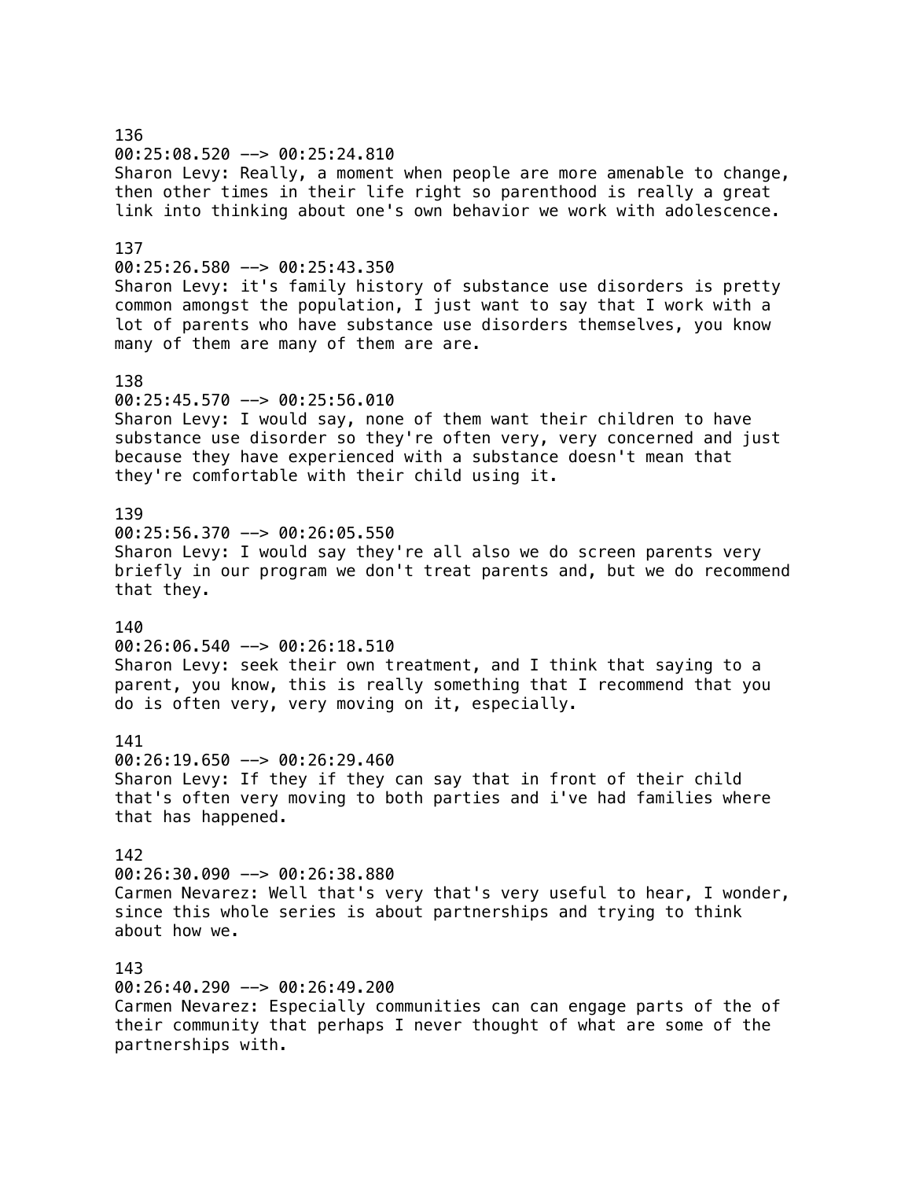136
00:25:08.520 --> 00:25:24.810
Sharon Levy: Really, a moment when people are more amenable to change, then other times in their life right so parenthood is really a great link into thinking about one's own behavior we work with adolescence.

137
00:25:26.580 --> 00:25:43.350
Sharon Levy: it's family history of substance use disorders is pretty common amongst the population, I just want to say that I work with a lot of parents who have substance use disorders themselves, you know many of them are many of them are are.

138
00:25:45.570 --> 00:25:56.010
Sharon Levy: I would say, none of them want their children to have substance use disorder so they're often very, very concerned and just because they have experienced with a substance doesn't mean that they're comfortable with their child using it.

139
00:25:56.370 --> 00:26:05.550
Sharon Levy: I would say they're all also we do screen parents very briefly in our program we don't treat parents and, but we do recommend that they.

140
00:26:06.540 --> 00:26:18.510
Sharon Levy: seek their own treatment, and I think that saying to a parent, you know, this is really something that I recommend that you do is often very, very moving on it, especially.

141
00:26:19.650 --> 00:26:29.460
Sharon Levy: If they if they can say that in front of their child that's often very moving to both parties and i've had families where that has happened.

142
00:26:30.090 --> 00:26:38.880
Carmen Nevarez: Well that's very that's very useful to hear, I wonder, since this whole series is about partnerships and trying to think about how we.

143
00:26:40.290 --> 00:26:49.200
Carmen Nevarez: Especially communities can can engage parts of the of their community that perhaps I never thought of what are some of the partnerships with.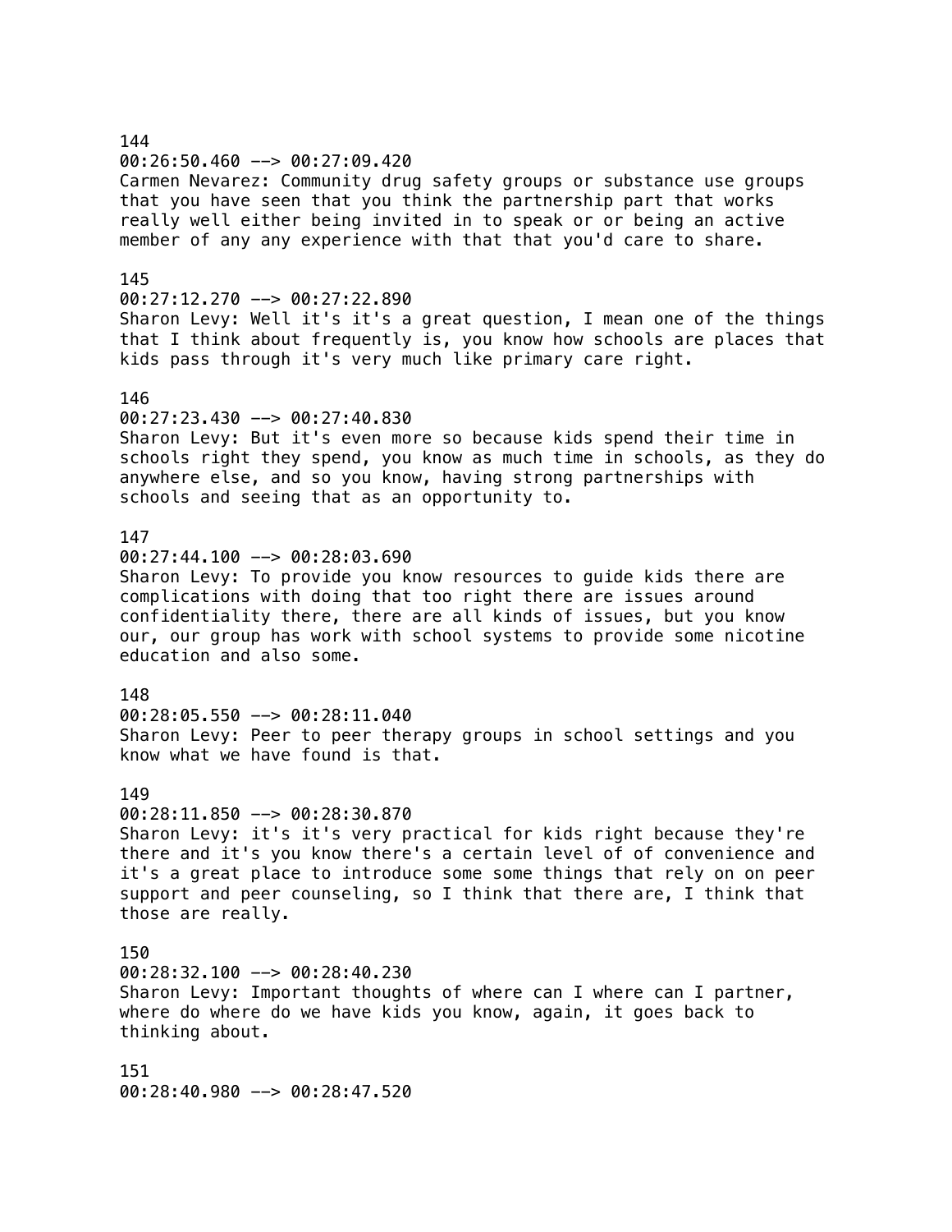144
00:26:50.460 --> 00:27:09.420
Carmen Nevarez: Community drug safety groups or substance use groups that you have seen that you think the partnership part that works really well either being invited in to speak or or being an active member of any any experience with that that you'd care to share.

145
00:27:12.270 --> 00:27:22.890
Sharon Levy: Well it's it's a great question, I mean one of the things that I think about frequently is, you know how schools are places that kids pass through it's very much like primary care right.

146
00:27:23.430 --> 00:27:40.830
Sharon Levy: But it's even more so because kids spend their time in schools right they spend, you know as much time in schools, as they do anywhere else, and so you know, having strong partnerships with schools and seeing that as an opportunity to.

147
00:27:44.100 --> 00:28:03.690
Sharon Levy: To provide you know resources to guide kids there are complications with doing that too right there are issues around confidentiality there, there are all kinds of issues, but you know our, our group has work with school systems to provide some nicotine education and also some.

148
00:28:05.550 --> 00:28:11.040
Sharon Levy: Peer to peer therapy groups in school settings and you know what we have found is that.

149
00:28:11.850 --> 00:28:30.870
Sharon Levy: it's it's very practical for kids right because they're there and it's you know there's a certain level of of convenience and it's a great place to introduce some some things that rely on on peer support and peer counseling, so I think that there are, I think that those are really.

150
00:28:32.100 --> 00:28:40.230
Sharon Levy: Important thoughts of where can I where can I partner, where do where do we have kids you know, again, it goes back to thinking about.

151
00:28:40.980 --> 00:28:47.520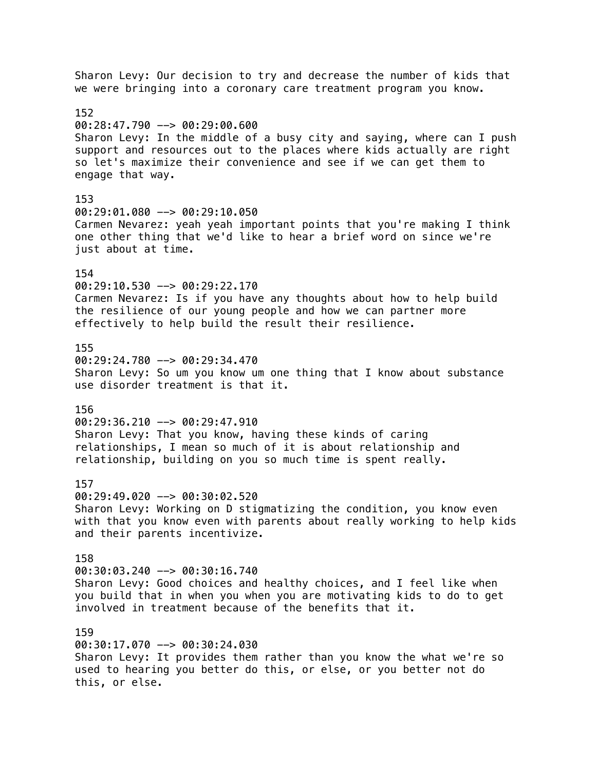Sharon Levy: Our decision to try and decrease the number of kids that we were bringing into a coronary care treatment program you know.

152
00:28:47.790 --> 00:29:00.600
Sharon Levy: In the middle of a busy city and saying, where can I push support and resources out to the places where kids actually are right so let's maximize their convenience and see if we can get them to engage that way.

153
00:29:01.080 --> 00:29:10.050
Carmen Nevarez: yeah yeah important points that you're making I think one other thing that we'd like to hear a brief word on since we're just about at time.

154
00:29:10.530 --> 00:29:22.170
Carmen Nevarez: Is if you have any thoughts about how to help build the resilience of our young people and how we can partner more effectively to help build the result their resilience.

155
00:29:24.780 --> 00:29:34.470
Sharon Levy: So um you know um one thing that I know about substance use disorder treatment is that it.

156
00:29:36.210 --> 00:29:47.910
Sharon Levy: That you know, having these kinds of caring relationships, I mean so much of it is about relationship and relationship, building on you so much time is spent really.

157
00:29:49.020 --> 00:30:02.520
Sharon Levy: Working on D stigmatizing the condition, you know even with that you know even with parents about really working to help kids and their parents incentivize.

158
00:30:03.240 --> 00:30:16.740
Sharon Levy: Good choices and healthy choices, and I feel like when you build that in when you when you are motivating kids to do to get involved in treatment because of the benefits that it.

159
00:30:17.070 --> 00:30:24.030
Sharon Levy: It provides them rather than you know the what we're so used to hearing you better do this, or else, or you better not do this, or else.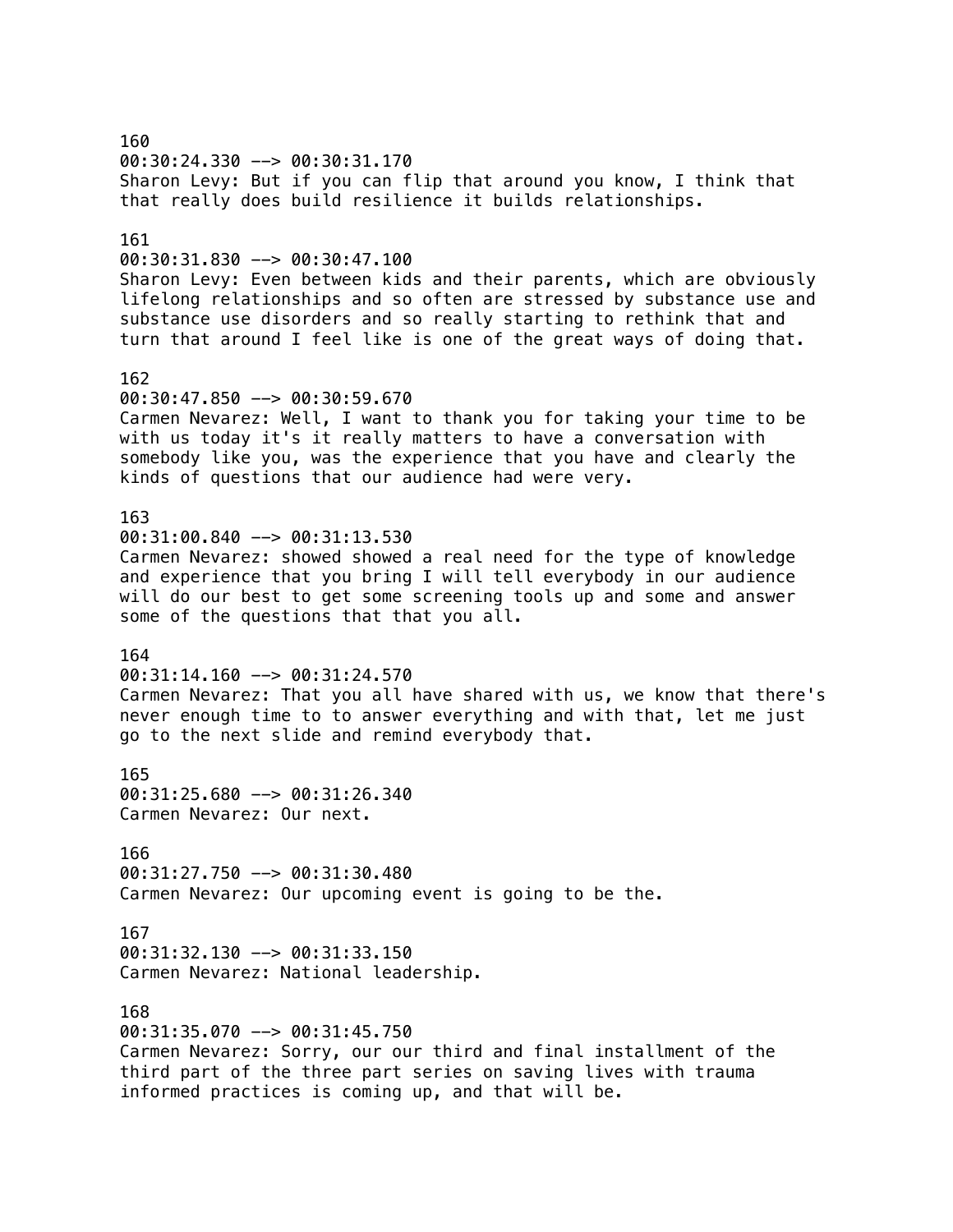160
00:30:24.330 --> 00:30:31.170
Sharon Levy: But if you can flip that around you know, I think that that really does build resilience it builds relationships.

161
00:30:31.830 --> 00:30:47.100
Sharon Levy: Even between kids and their parents, which are obviously lifelong relationships and so often are stressed by substance use and substance use disorders and so really starting to rethink that and turn that around I feel like is one of the great ways of doing that.

162
00:30:47.850 --> 00:30:59.670
Carmen Nevarez: Well, I want to thank you for taking your time to be with us today it's it really matters to have a conversation with somebody like you, was the experience that you have and clearly the kinds of questions that our audience had were very.

163
00:31:00.840 --> 00:31:13.530
Carmen Nevarez: showed showed a real need for the type of knowledge and experience that you bring I will tell everybody in our audience will do our best to get some screening tools up and some and answer some of the questions that that you all.

164
00:31:14.160 --> 00:31:24.570
Carmen Nevarez: That you all have shared with us, we know that there's never enough time to to answer everything and with that, let me just go to the next slide and remind everybody that.

165
00:31:25.680 --> 00:31:26.340
Carmen Nevarez: Our next.

166
00:31:27.750 --> 00:31:30.480
Carmen Nevarez: Our upcoming event is going to be the.

167
00:31:32.130 --> 00:31:33.150
Carmen Nevarez: National leadership.

168
00:31:35.070 --> 00:31:45.750
Carmen Nevarez: Sorry, our our third and final installment of the third part of the three part series on saving lives with trauma informed practices is coming up, and that will be.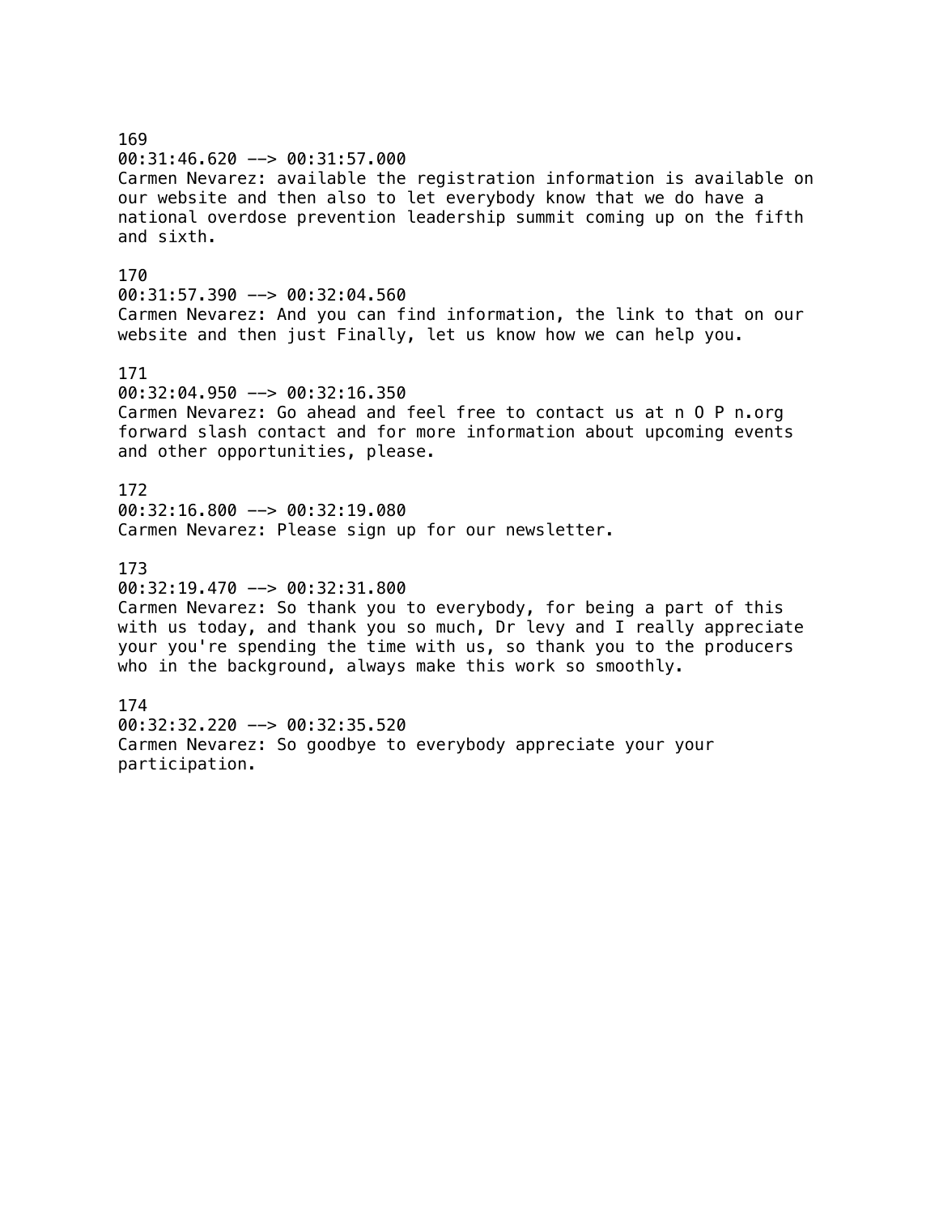169
00:31:46.620 --> 00:31:57.000
Carmen Nevarez: available the registration information is available on our website and then also to let everybody know that we do have a national overdose prevention leadership summit coming up on the fifth and sixth.

170
00:31:57.390 --> 00:32:04.560
Carmen Nevarez: And you can find information, the link to that on our website and then just Finally, let us know how we can help you.

171
00:32:04.950 --> 00:32:16.350
Carmen Nevarez: Go ahead and feel free to contact us at n O P n.org forward slash contact and for more information about upcoming events and other opportunities, please.

172
00:32:16.800 --> 00:32:19.080
Carmen Nevarez: Please sign up for our newsletter.

173
00:32:19.470 --> 00:32:31.800
Carmen Nevarez: So thank you to everybody, for being a part of this with us today, and thank you so much, Dr levy and I really appreciate your you're spending the time with us, so thank you to the producers who in the background, always make this work so smoothly.

174
00:32:32.220 --> 00:32:35.520
Carmen Nevarez: So goodbye to everybody appreciate your your participation.